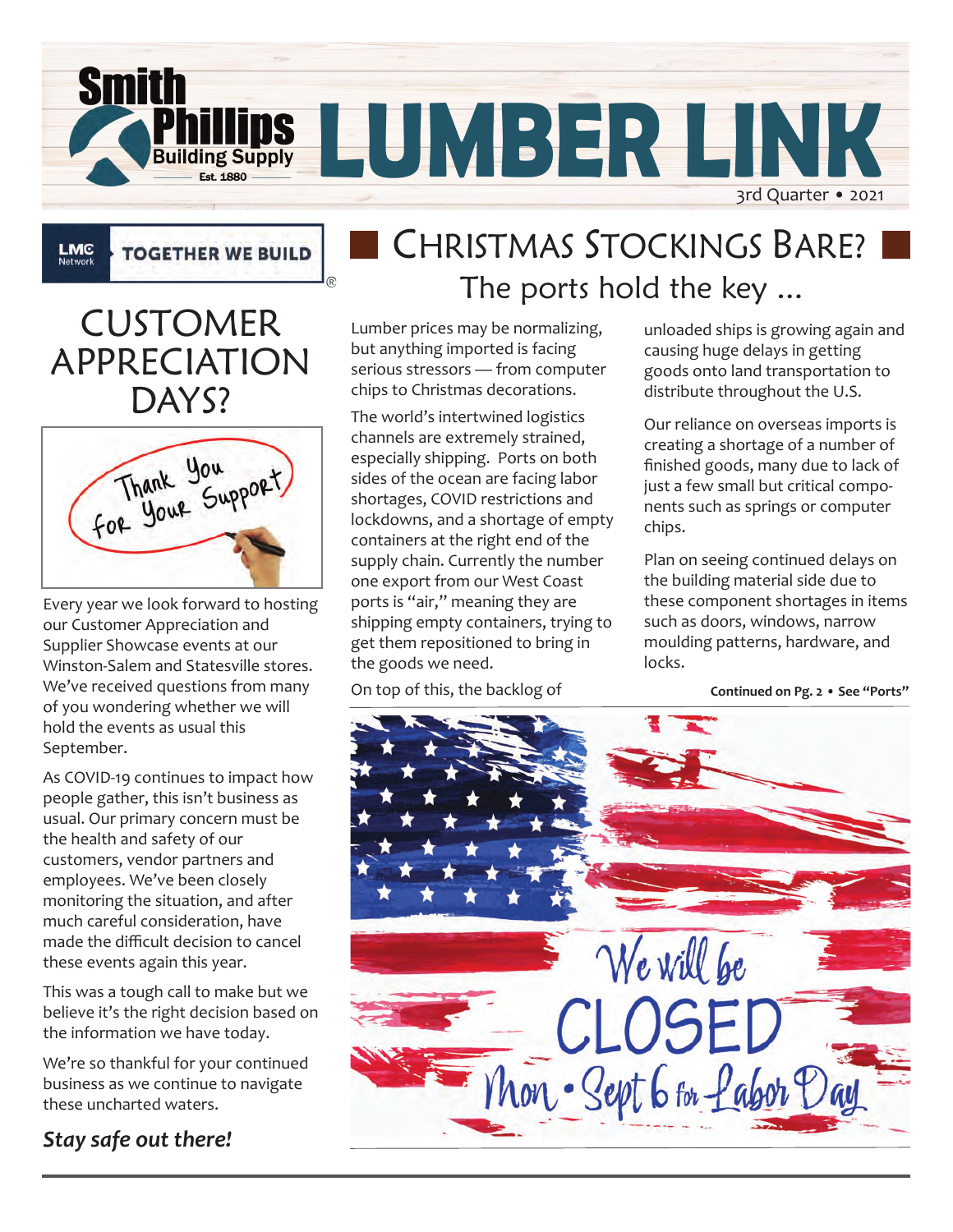# Smith Phillips Building Supply — LUMBER LINK

Est. 1880

3rd Quarter • 2021

LMC Network — TOGETHER WE BUILD®

## CUSTOMER APPRECIATION DAYS?

Thank You for Your Support

Every year we look forward to hosting our Customer Appreciation and Supplier Showcase events at our Winston-Salem and Statesville stores. We've received questions from many of you wondering whether we will hold the events as usual this September.

As COVID-19 continues to impact how people gather, this isn't business as usual. Our primary concern must be the health and safety of our customers, vendor partners and employees. We've been closely monitoring the situation, and after much careful consideration, have made the difficult decision to cancel these events again this year.

This was a tough call to make but we believe it's the right decision based on the information we have today.

We're so thankful for your continued business as we continue to navigate these uncharted waters.

***Stay safe out there!***

## CHRISTMAS STOCKINGS BARE?

### The ports hold the key ...

Lumber prices may be normalizing, but anything imported is facing serious stressors — from computer chips to Christmas decorations.

The world's intertwined logistics channels are extremely strained, especially shipping. Ports on both sides of the ocean are facing labor shortages, COVID restrictions and lockdowns, and a shortage of empty containers at the right end of the supply chain. Currently the number one export from our West Coast ports is "air," meaning they are shipping empty containers, trying to get them repositioned to bring in the goods we need.

On top of this, the backlog of unloaded ships is growing again and causing huge delays in getting goods onto land transportation to distribute throughout the U.S.

Our reliance on overseas imports is creating a shortage of a number of finished goods, many due to lack of just a few small but critical components such as springs or computer chips.

Plan on seeing continued delays on the building material side due to these component shortages in items such as doors, windows, narrow moulding patterns, hardware, and locks.

**Continued on Pg. 2 • See "Ports"**

We will be CLOSED Mon • Sept 6 for Labor Day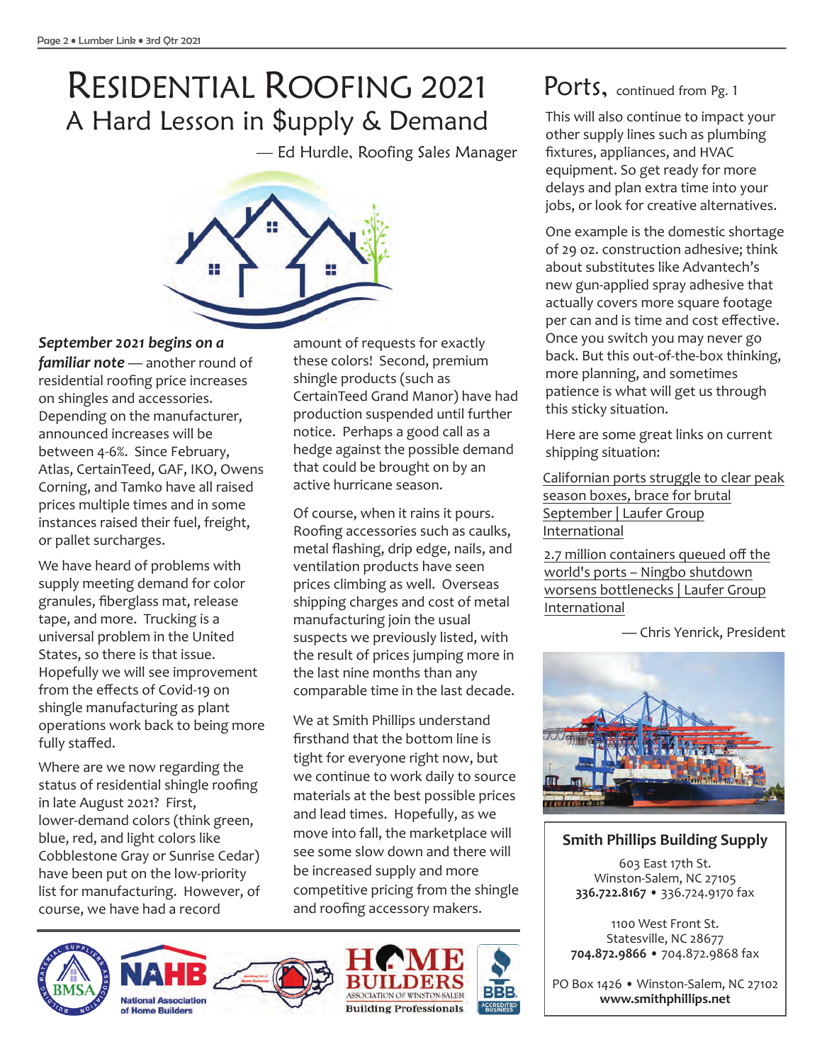# Residential Roofing 2021

## A Hard Lesson in $upply & Demand

— Ed Hurdle, Roofing Sales Manager

***September 2021 begins on a familiar note*** — another round of residential roofing price increases on shingles and accessories. Depending on the manufacturer, announced increases will be between 4-6%. Since February, Atlas, CertainTeed, GAF, IKO, Owens Corning, and Tamko have all raised prices multiple times and in some instances raised their fuel, freight, or pallet surcharges.

We have heard of problems with supply meeting demand for color granules, fiberglass mat, release tape, and more. Trucking is a universal problem in the United States, so there is that issue. Hopefully we will see improvement from the effects of Covid-19 on shingle manufacturing as plant operations work back to being more fully staffed.

Where are we now regarding the status of residential shingle roofing in late August 2021? First, lower-demand colors (think green, blue, red, and light colors like Cobblestone Gray or Sunrise Cedar) have been put on the low-priority list for manufacturing. However, of course, we have had a record amount of requests for exactly these colors! Second, premium shingle products (such as CertainTeed Grand Manor) have had production suspended until further notice. Perhaps a good call as a hedge against the possible demand that could be brought on by an active hurricane season.

Of course, when it rains it pours. Roofing accessories such as caulks, metal flashing, drip edge, nails, and ventilation products have seen prices climbing as well. Overseas shipping charges and cost of metal manufacturing join the usual suspects we previously listed, with the result of prices jumping more in the last nine months than any comparable time in the last decade.

We at Smith Phillips understand firsthand that the bottom line is tight for everyone right now, but we continue to work daily to source materials at the best possible prices and lead times. Hopefully, as we move into fall, the marketplace will see some slow down and there will be increased supply and more competitive pricing from the shingle and roofing accessory makers.

# Ports, continued from Pg. 1

This will also continue to impact your other supply lines such as plumbing fixtures, appliances, and HVAC equipment. So get ready for more delays and plan extra time into your jobs, or look for creative alternatives.

One example is the domestic shortage of 29 oz. construction adhesive; think about substitutes like Advantech's new gun-applied spray adhesive that actually covers more square footage per can and is time and cost effective. Once you switch you may never go back. But this out-of-the-box thinking, more planning, and sometimes patience is what will get us through this sticky situation.

Here are some great links on current shipping situation:

Californian ports struggle to clear peak season boxes, brace for brutal September | Laufer Group International

2.7 million containers queued off the world's ports – Ningbo shutdown worsens bottlenecks | Laufer Group International

— Chris Yenrick, President

**Smith Phillips Building Supply**

603 East 17th St.
Winston-Salem, NC 27105
**336.722.8167** • 336.724.9170 fax

1100 West Front St.
Statesville, NC 28677
**704.872.9866** • 704.872.9868 fax

PO Box 1426 • Winston-Salem, NC 27102
**www.smithphillips.net**